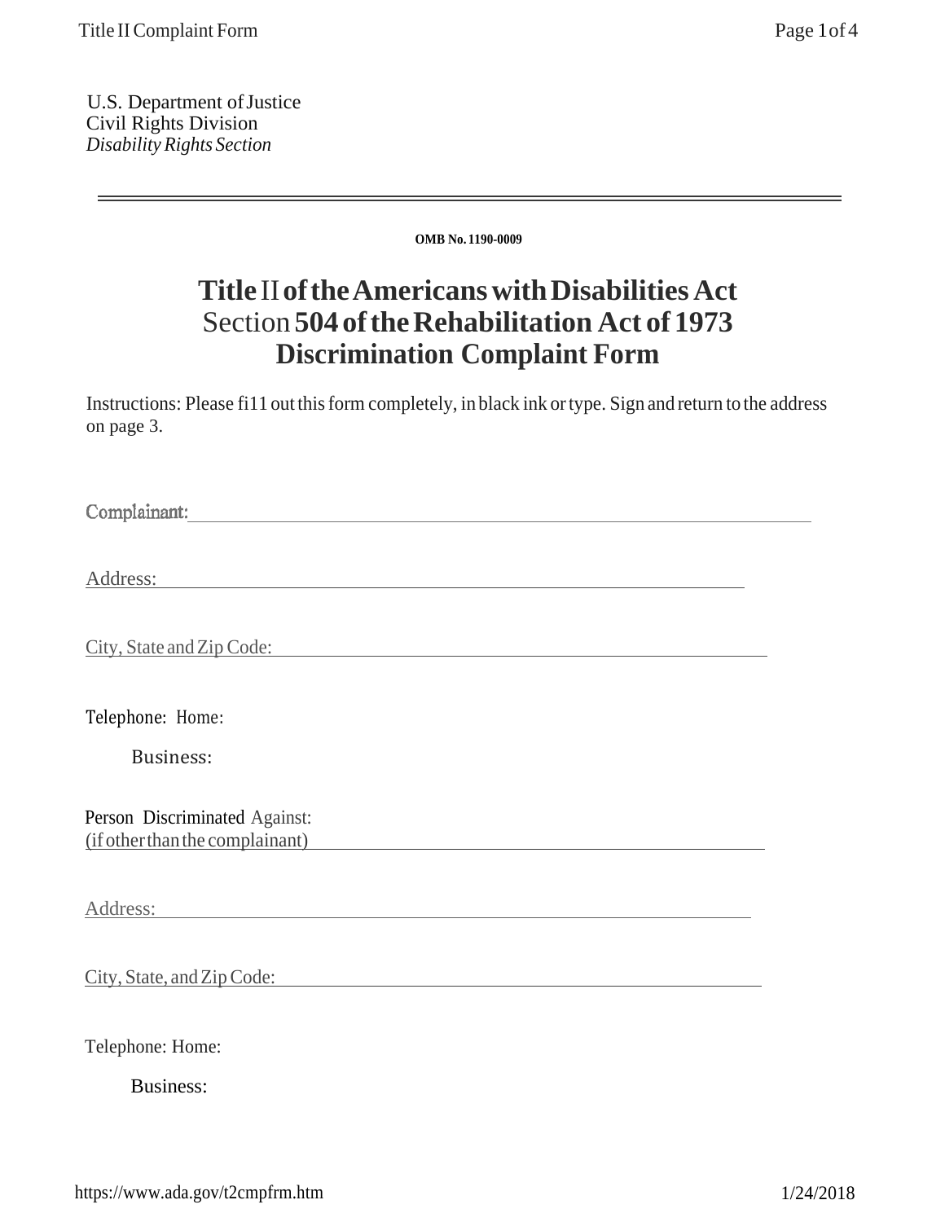U.S. Department of Justice
Civil Rights Division
*Disability Rights Section*

---

**OMB No. 1190-0009**

# Title II of the Americans with Disabilities Act
# Section 504 of the Rehabilitation Act of 1973
# Discrimination Complaint Form

Instructions: Please fi11 out this form completely, in black ink or type. Sign and return to the address on page 3.

Complainant: ______________________________________________________________

Address: ______________________________________________________________

City, State and Zip Code: ______________________________________________________________

Telephone: Home:

Business:

Person Discriminated Against:
(if other than the complainant) ______________________________________________________________

Address: ______________________________________________________________

City, State, and Zip Code: ______________________________________________________________

Telephone: Home:

Business: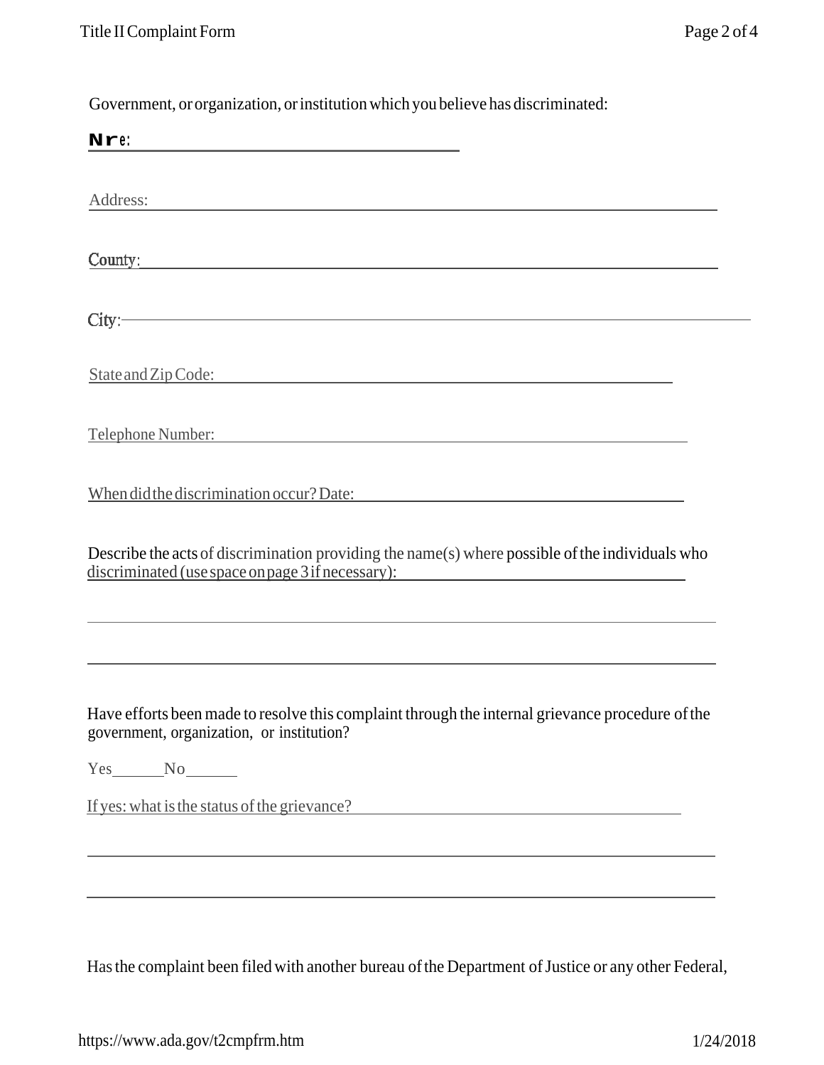Government, or organization, or institution which you believe has discriminated:

Nre: ______________________________

Address: ______________________________

County: ______________________________

City: ______________________________

State and Zip Code: ______________________________

Telephone Number: ______________________________

When did the discrimination occur? Date: ______________________________

Describe the acts of discrimination providing the name(s) where possible of the individuals who discriminated (use space on page 3 if necessary): ______________________________

______________________________

______________________________

Have efforts been made to resolve this complaint through the internal grievance procedure of the government, organization, or institution?

Yes______ No______

If yes: what is the status of the grievance? ______________________________

______________________________

______________________________

Has the complaint been filed with another bureau of the Department of Justice or any other Federal,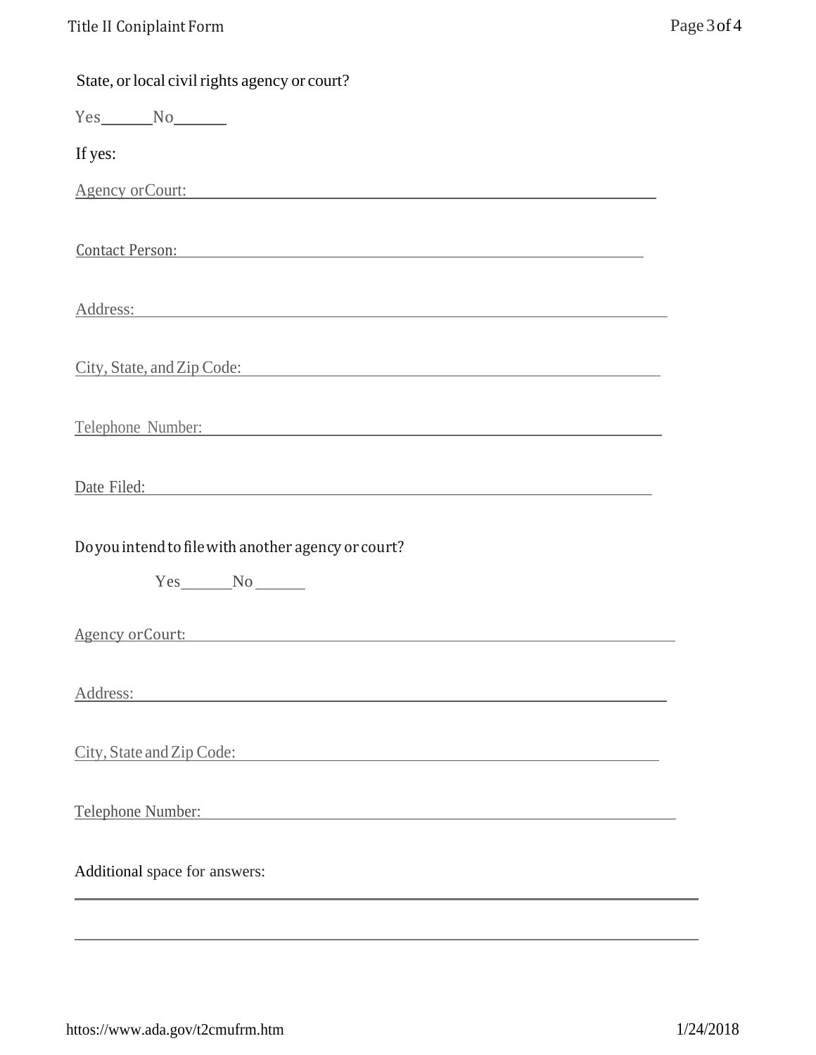State, or local civil rights agency or court?

Yes\_\_\_\_\_\_ No\_\_\_\_\_\_

If yes:

Agency or Court: \_\_\_\_\_\_\_\_\_\_\_\_\_\_\_\_\_\_\_\_\_\_\_\_\_\_\_\_\_\_\_\_\_\_\_\_\_\_\_\_

Contact Person: \_\_\_\_\_\_\_\_\_\_\_\_\_\_\_\_\_\_\_\_\_\_\_\_\_\_\_\_\_\_\_\_\_\_\_\_\_\_\_\_

Address: \_\_\_\_\_\_\_\_\_\_\_\_\_\_\_\_\_\_\_\_\_\_\_\_\_\_\_\_\_\_\_\_\_\_\_\_\_\_\_\_

City, State, and Zip Code: \_\_\_\_\_\_\_\_\_\_\_\_\_\_\_\_\_\_\_\_\_\_\_\_\_\_\_\_\_\_\_\_\_\_\_\_\_\_\_\_

Telephone Number: \_\_\_\_\_\_\_\_\_\_\_\_\_\_\_\_\_\_\_\_\_\_\_\_\_\_\_\_\_\_\_\_\_\_\_\_\_\_\_\_

Date Filed: \_\_\_\_\_\_\_\_\_\_\_\_\_\_\_\_\_\_\_\_\_\_\_\_\_\_\_\_\_\_\_\_\_\_\_\_\_\_\_\_

Do you intend to file with another agency or court?

Yes\_\_\_\_\_\_ No\_\_\_\_\_\_

Agency or Court: \_\_\_\_\_\_\_\_\_\_\_\_\_\_\_\_\_\_\_\_\_\_\_\_\_\_\_\_\_\_\_\_\_\_\_\_\_\_\_\_

Address: \_\_\_\_\_\_\_\_\_\_\_\_\_\_\_\_\_\_\_\_\_\_\_\_\_\_\_\_\_\_\_\_\_\_\_\_\_\_\_\_

City, State and Zip Code: \_\_\_\_\_\_\_\_\_\_\_\_\_\_\_\_\_\_\_\_\_\_\_\_\_\_\_\_\_\_\_\_\_\_\_\_\_\_\_\_

Telephone Number: \_\_\_\_\_\_\_\_\_\_\_\_\_\_\_\_\_\_\_\_\_\_\_\_\_\_\_\_\_\_\_\_\_\_\_\_\_\_\_\_

Additional space for answers:

\_\_\_\_\_\_\_\_\_\_\_\_\_\_\_\_\_\_\_\_\_\_\_\_\_\_\_\_\_\_\_\_\_\_\_\_\_\_\_\_\_\_\_\_\_\_\_\_\_\_\_\_

\_\_\_\_\_\_\_\_\_\_\_\_\_\_\_\_\_\_\_\_\_\_\_\_\_\_\_\_\_\_\_\_\_\_\_\_\_\_\_\_\_\_\_\_\_\_\_\_\_\_\_\_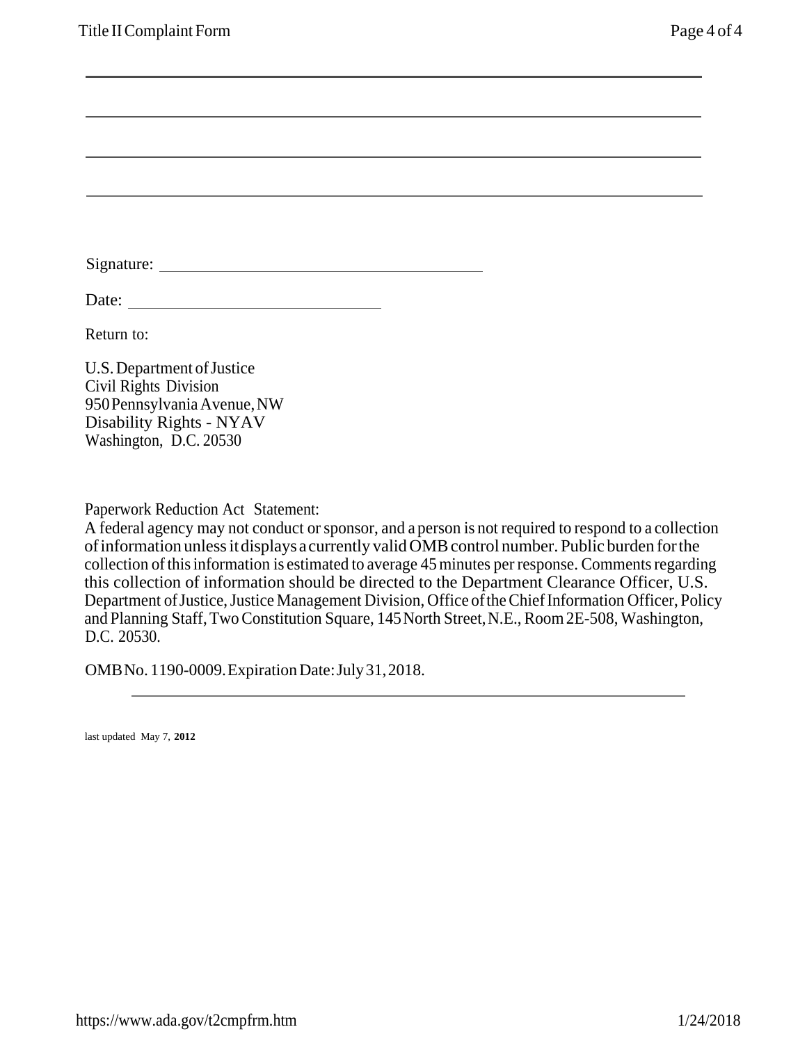Signature: ______________________________

Date: ______________________

Return to:

U.S. Department of Justice
Civil Rights Division
950 Pennsylvania Avenue, NW
Disability Rights - NYAV
Washington, D.C. 20530

Paperwork Reduction Act Statement:
A federal agency may not conduct or sponsor, and a person is not required to respond to a collection of information unless it displays a currently valid OMB control number. Public burden for the collection of this information is estimated to average 45 minutes per response. Comments regarding this collection of information should be directed to the Department Clearance Officer, U.S. Department of Justice, Justice Management Division, Office of the Chief Information Officer, Policy and Planning Staff, Two Constitution Square, 145 North Street, N.E., Room 2E-508, Washington, D.C. 20530.

OMB No. 1190-0009. Expiration Date: July 31, 2018.

last updated May 7, **2012**